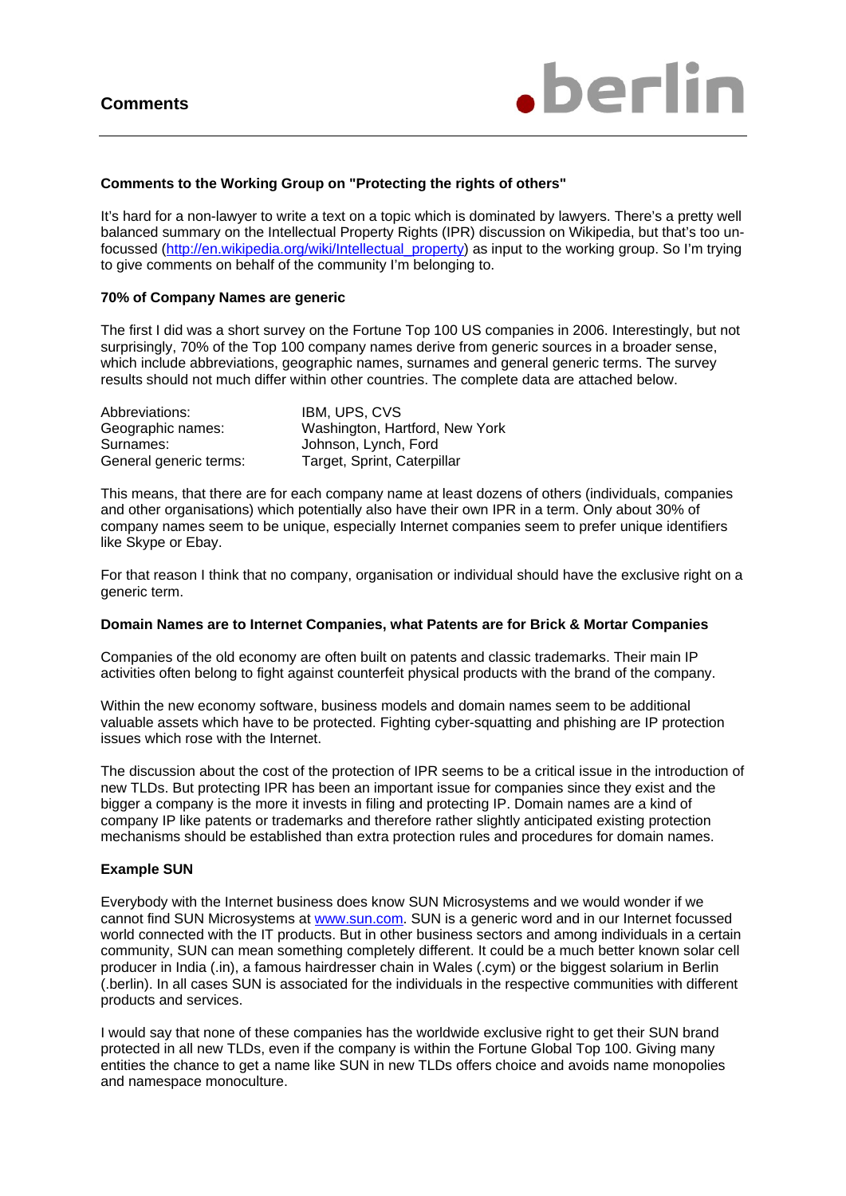# Comments

## Comments to the Working Group on "Protecting the rights of others"

It's hard for a non-lawyer to write a text on a topic which is dominated by lawyers. There's a pretty well balanced summary on the Intellectual Property Rights (IPR) discussion on Wikipedia, but that's too un-focussed (http://en.wikipedia.org/wiki/Intellectual_property) as input to the working group. So I'm trying to give comments on behalf of the community I'm belonging to.

### 70% of Company Names are generic

The first I did was a short survey on the Fortune Top 100 US companies in 2006. Interestingly, but not surprisingly, 70% of the Top 100 company names derive from generic sources in a broader sense, which include abbreviations, geographic names, surnames and general generic terms. The survey results should not much differ within other countries. The complete data are attached below.

| | |
|---|---|
| Abbreviations: | IBM, UPS, CVS |
| Geographic names: | Washington, Hartford, New York |
| Surnames: | Johnson, Lynch, Ford |
| General generic terms: | Target, Sprint, Caterpillar |

This means, that there are for each company name at least dozens of others (individuals, companies and other organisations) which potentially also have their own IPR in a term. Only about 30% of company names seem to be unique, especially Internet companies seem to prefer unique identifiers like Skype or Ebay.

For that reason I think that no company, organisation or individual should have the exclusive right on a generic term.

### Domain Names are to Internet Companies, what Patents are for Brick & Mortar Companies

Companies of the old economy are often built on patents and classic trademarks. Their main IP activities often belong to fight against counterfeit physical products with the brand of the company.

Within the new economy software, business models and domain names seem to be additional valuable assets which have to be protected. Fighting cyber-squatting and phishing are IP protection issues which rose with the Internet.

The discussion about the cost of the protection of IPR seems to be a critical issue in the introduction of new TLDs. But protecting IPR has been an important issue for companies since they exist and the bigger a company is the more it invests in filing and protecting IP. Domain names are a kind of company IP like patents or trademarks and therefore rather slightly anticipated existing protection mechanisms should be established than extra protection rules and procedures for domain names.

### Example SUN

Everybody with the Internet business does know SUN Microsystems and we would wonder if we cannot find SUN Microsystems at www.sun.com. SUN is a generic word and in our Internet focussed world connected with the IT products. But in other business sectors and among individuals in a certain community, SUN can mean something completely different. It could be a much better known solar cell producer in India (.in), a famous hairdresser chain in Wales (.cym) or the biggest solarium in Berlin (.berlin). In all cases SUN is associated for the individuals in the respective communities with different products and services.

I would say that none of these companies has the worldwide exclusive right to get their SUN brand protected in all new TLDs, even if the company is within the Fortune Global Top 100. Giving many entities the chance to get a name like SUN in new TLDs offers choice and avoids name monopolies and namespace monoculture.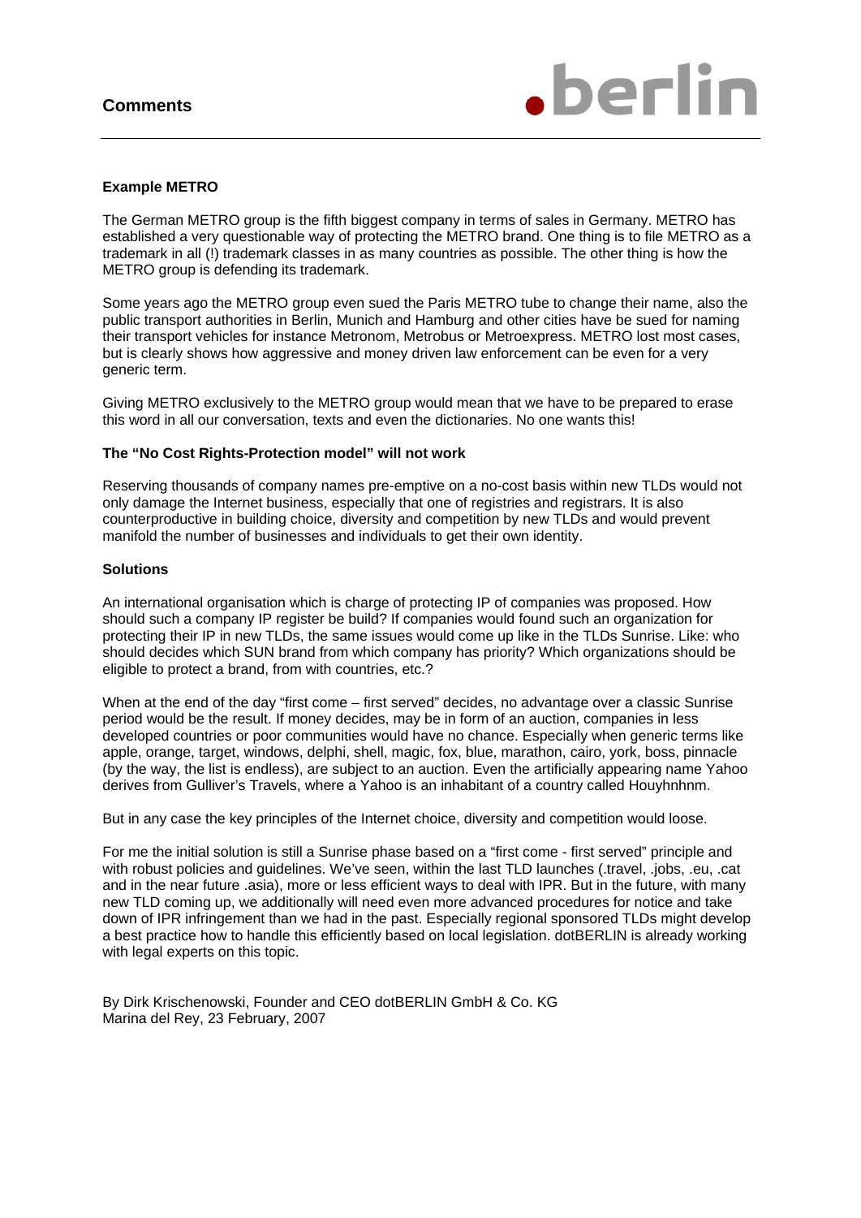**Example METRO**

The German METRO group is the fifth biggest company in terms of sales in Germany. METRO has established a very questionable way of protecting the METRO brand. One thing is to file METRO as a trademark in all (!) trademark classes in as many countries as possible. The other thing is how the METRO group is defending its trademark.

Some years ago the METRO group even sued the Paris METRO tube to change their name, also the public transport authorities in Berlin, Munich and Hamburg and other cities have be sued for naming their transport vehicles for instance Metronom, Metrobus or Metroexpress. METRO lost most cases, but is clearly shows how aggressive and money driven law enforcement can be even for a very generic term.

Giving METRO exclusively to the METRO group would mean that we have to be prepared to erase this word in all our conversation, texts and even the dictionaries. No one wants this!

**The "No Cost Rights-Protection model" will not work**

Reserving thousands of company names pre-emptive on a no-cost basis within new TLDs would not only damage the Internet business, especially that one of registries and registrars. It is also counterproductive in building choice, diversity and competition by new TLDs and would prevent manifold the number of businesses and individuals to get their own identity.

**Solutions**

An international organisation which is charge of protecting IP of companies was proposed. How should such a company IP register be build? If companies would found such an organization for protecting their IP in new TLDs, the same issues would come up like in the TLDs Sunrise. Like: who should decides which SUN brand from which company has priority? Which organizations should be eligible to protect a brand, from with countries, etc.?

When at the end of the day "first come – first served" decides, no advantage over a classic Sunrise period would be the result. If money decides, may be in form of an auction, companies in less developed countries or poor communities would have no chance. Especially when generic terms like apple, orange, target, windows, delphi, shell, magic, fox, blue, marathon, cairo, york, boss, pinnacle (by the way, the list is endless), are subject to an auction. Even the artificially appearing name Yahoo derives from Gulliver's Travels, where a Yahoo is an inhabitant of a country called Houyhnhnm.

But in any case the key principles of the Internet choice, diversity and competition would loose.

For me the initial solution is still a Sunrise phase based on a "first come - first served" principle and with robust policies and guidelines. We've seen, within the last TLD launches (.travel, .jobs, .eu, .cat and in the near future .asia), more or less efficient ways to deal with IPR. But in the future, with many new TLD coming up, we additionally will need even more advanced procedures for notice and take down of IPR infringement than we had in the past. Especially regional sponsored TLDs might develop a best practice how to handle this efficiently based on local legislation. dotBERLIN is already working with legal experts on this topic.

By Dirk Krischenowski, Founder and CEO dotBERLIN GmbH & Co. KG  
Marina del Rey, 23 February, 2007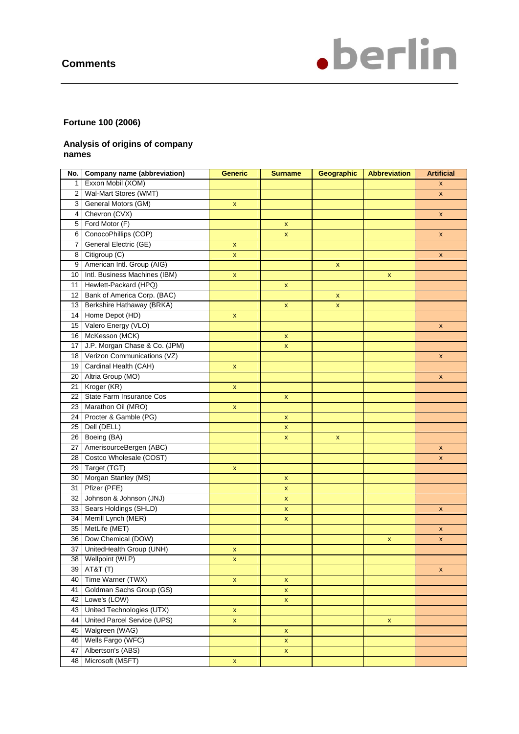## Comments

### Fortune 100 (2006)

### Analysis of origins of company names

| No. | Company name (abbreviation) | Generic | Surname | Geographic | Abbreviation | Artificial |
|---|---|---|---|---|---|---|
| 1 | Exxon Mobil (XOM) | | | | | x |
| 2 | Wal-Mart Stores (WMT) | | | | | x |
| 3 | General Motors (GM) | x | | | | |
| 4 | Chevron (CVX) | | | | | x |
| 5 | Ford Motor (F) | | x | | | |
| 6 | ConocoPhillips (COP) | | x | | | x |
| 7 | General Electric (GE) | x | | | | |
| 8 | Citigroup (C) | x | | | | x |
| 9 | American Intl. Group (AIG) | | | x | | |
| 10 | Intl. Business Machines (IBM) | x | | | x | |
| 11 | Hewlett-Packard (HPQ) | | x | | | |
| 12 | Bank of America Corp. (BAC) | | | x | | |
| 13 | Berkshire Hathaway (BRKA) | | x | x | | |
| 14 | Home Depot (HD) | x | | | | |
| 15 | Valero Energy (VLO) | | | | | x |
| 16 | McKesson (MCK) | | x | | | |
| 17 | J.P. Morgan Chase & Co. (JPM) | | x | | | |
| 18 | Verizon Communications (VZ) | | | | | x |
| 19 | Cardinal Health (CAH) | x | | | | |
| 20 | Altria Group (MO) | | | | | x |
| 21 | Kroger (KR) | x | | | | |
| 22 | State Farm Insurance Cos | | x | | | |
| 23 | Marathon Oil (MRO) | x | | | | |
| 24 | Procter & Gamble (PG) | | x | | | |
| 25 | Dell (DELL) | | x | | | |
| 26 | Boeing (BA) | | x | x | | |
| 27 | AmerisourceBergen (ABC) | | | | | x |
| 28 | Costco Wholesale (COST) | | | | | x |
| 29 | Target (TGT) | x | | | | |
| 30 | Morgan Stanley (MS) | | x | | | |
| 31 | Pfizer (PFE) | | x | | | |
| 32 | Johnson & Johnson (JNJ) | | x | | | |
| 33 | Sears Holdings (SHLD) | | x | | | x |
| 34 | Merrill Lynch (MER) | | x | | | |
| 35 | MetLife (MET) | | | | | x |
| 36 | Dow Chemical (DOW) | | | | x | x |
| 37 | UnitedHealth Group (UNH) | x | | | | |
| 38 | Wellpoint (WLP) | x | | | | |
| 39 | AT&T (T) | | | | | x |
| 40 | Time Warner (TWX) | x | x | | | |
| 41 | Goldman Sachs Group (GS) | | x | | | |
| 42 | Lowe's (LOW) | | x | | | |
| 43 | United Technologies (UTX) | x | | | | |
| 44 | United Parcel Service (UPS) | x | | | x | |
| 45 | Walgreen (WAG) | | x | | | |
| 46 | Wells Fargo (WFC) | | x | | | |
| 47 | Albertson's (ABS) | | x | | | |
| 48 | Microsoft (MSFT) | x | | | | |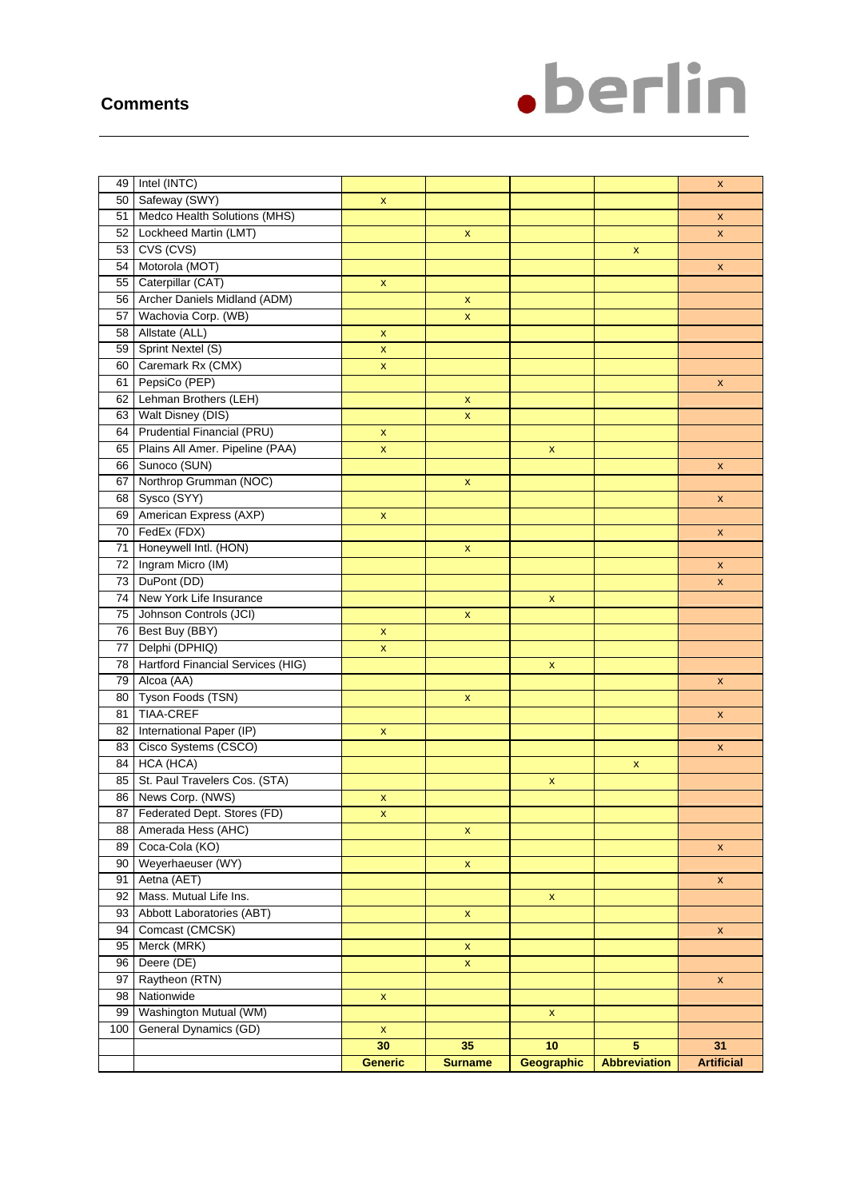## Comments

| | | | | | | |
|---|---|---|---|---|---|---|
| 49 | Intel (INTC) | | | | | x |
| 50 | Safeway (SWY) | x | | | | |
| 51 | Medco Health Solutions (MHS) | | | | | x |
| 52 | Lockheed Martin (LMT) | | x | | | x |
| 53 | CVS (CVS) | | | | x | |
| 54 | Motorola (MOT) | | | | | x |
| 55 | Caterpillar (CAT) | x | | | | |
| 56 | Archer Daniels Midland (ADM) | | x | | | |
| 57 | Wachovia Corp. (WB) | | x | | | |
| 58 | Allstate (ALL) | x | | | | |
| 59 | Sprint Nextel (S) | x | | | | |
| 60 | Caremark Rx (CMX) | x | | | | |
| 61 | PepsiCo (PEP) | | | | | x |
| 62 | Lehman Brothers (LEH) | | x | | | |
| 63 | Walt Disney (DIS) | | x | | | |
| 64 | Prudential Financial (PRU) | x | | | | |
| 65 | Plains All Amer. Pipeline (PAA) | x | | x | | |
| 66 | Sunoco (SUN) | | | | | x |
| 67 | Northrop Grumman (NOC) | | x | | | |
| 68 | Sysco (SYY) | | | | | x |
| 69 | American Express (AXP) | x | | | | |
| 70 | FedEx (FDX) | | | | | x |
| 71 | Honeywell Intl. (HON) | | x | | | |
| 72 | Ingram Micro (IM) | | | | | x |
| 73 | DuPont (DD) | | | | | x |
| 74 | New York Life Insurance | | | x | | |
| 75 | Johnson Controls (JCI) | | x | | | |
| 76 | Best Buy (BBY) | x | | | | |
| 77 | Delphi (DPHIQ) | x | | | | |
| 78 | Hartford Financial Services (HIG) | | | x | | |
| 79 | Alcoa (AA) | | | | | x |
| 80 | Tyson Foods (TSN) | | x | | | |
| 81 | TIAA-CREF | | | | | x |
| 82 | International Paper (IP) | x | | | | |
| 83 | Cisco Systems (CSCO) | | | | | x |
| 84 | HCA (HCA) | | | | x | |
| 85 | St. Paul Travelers Cos. (STA) | | | x | | |
| 86 | News Corp. (NWS) | x | | | | |
| 87 | Federated Dept. Stores (FD) | x | | | | |
| 88 | Amerada Hess (AHC) | | x | | | |
| 89 | Coca-Cola (KO) | | | | | x |
| 90 | Weyerhaeuser (WY) | | x | | | |
| 91 | Aetna (AET) | | | | | x |
| 92 | Mass. Mutual Life Ins. | | | x | | |
| 93 | Abbott Laboratories (ABT) | | x | | | |
| 94 | Comcast (CMCSK) | | | | | x |
| 95 | Merck (MRK) | | x | | | |
| 96 | Deere (DE) | | x | | | |
| 97 | Raytheon (RTN) | | | | | x |
| 98 | Nationwide | x | | | | |
| 99 | Washington Mutual (WM) | | | x | | |
| 100 | General Dynamics (GD) | x | | | | |
| | | **30** | **35** | **10** | **5** | **31** |
| | | **Generic** | **Surname** | **Geographic** | **Abbreviation** | **Artificial** |